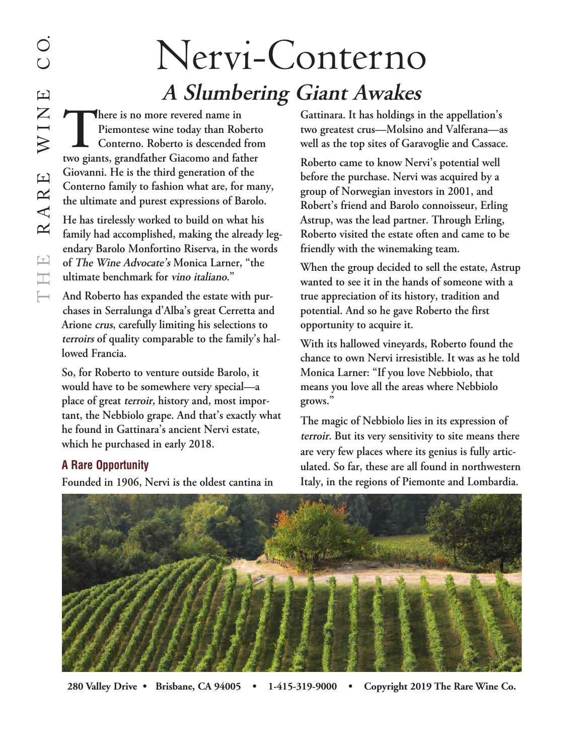# Nervi-Conterno

## *A Slumbering Giant Awakes*

There is no more revered name in Piemontese wine today than Roberto Conterno. Roberto is descended from two giants, grandfather Giacomo and father Giovanni. He is the third generation of the Conterno family to fashion what are, for many, the ultimate and purest expressions of Barolo.

He has tirelessly worked to build on what his family had accomplished, making the already legendary Barolo Monfortino Riserva, in the words of *The Wine Advocate's* Monica Larner, "the ultimate benchmark for *vino italiano*."

And Roberto has expanded the estate with purchases in Serralunga d'Alba's great Cerretta and Arione *crus*, carefully limiting his selections to *terroirs* of quality comparable to the family's hallowed Francia.

So, for Roberto to venture outside Barolo, it would have to be somewhere very special—a place of great *terroir,* history and, most important, the Nebbiolo grape. And that's exactly what he found in Gattinara's ancient Nervi estate, which he purchased in early 2018.

### A Rare Opportunity

Founded in 1906, Nervi is the oldest cantina in Gattinara. It has holdings in the appellation's two greatest crus—Molsino and Valferana—as well as the top sites of Garavoglie and Cassace.

Roberto came to know Nervi's potential well before the purchase. Nervi was acquired by a group of Norwegian investors in 2001, and Robert's friend and Barolo connoisseur, Erling Astrup, was the lead partner. Through Erling, Roberto visited the estate often and came to be friendly with the winemaking team.

When the group decided to sell the estate, Astrup wanted to see it in the hands of someone with a true appreciation of its history, tradition and potential. And so he gave Roberto the first opportunity to acquire it.

With its hallowed vineyards, Roberto found the chance to own Nervi irresistible. It was as he told Monica Larner: "If you love Nebbiolo, that means you love all the areas where Nebbiolo grows."

The magic of Nebbiolo lies in its expression of *terroir*. But its very sensitivity to site means there are very few places where its genius is fully articulated. So far, these are all found in northwestern Italy, in the regions of Piemonte and Lombardia.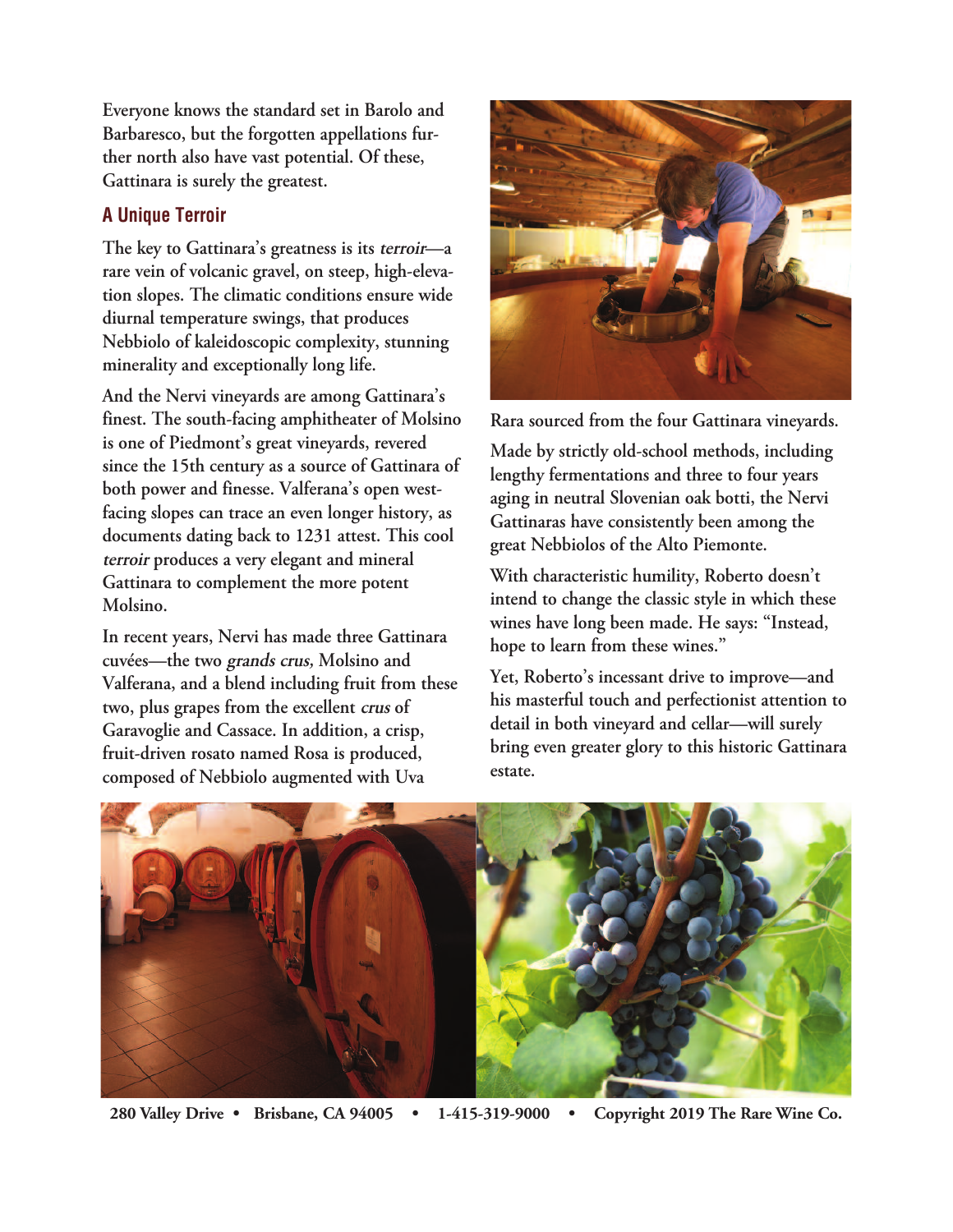Everyone knows the standard set in Barolo and Barbaresco, but the forgotten appellations further north also have vast potential. Of these, Gattinara is surely the greatest.

### A Unique Terroir

The key to Gattinara's greatness is its *terroir*—a rare vein of volcanic gravel, on steep, high-elevation slopes. The climatic conditions ensure wide diurnal temperature swings, that produces Nebbiolo of kaleidoscopic complexity, stunning minerality and exceptionally long life.

And the Nervi vineyards are among Gattinara's finest. The south-facing amphitheater of Molsino is one of Piedmont's great vineyards, revered since the 15th century as a source of Gattinara of both power and finesse. Valferana's open west-facing slopes can trace an even longer history, as documents dating back to 1231 attest. This cool *terroir* produces a very elegant and mineral Gattinara to complement the more potent Molsino.

In recent years, Nervi has made three Gattinara cuvées—the two *grands crus,* Molsino and Valferana, and a blend including fruit from these two, plus grapes from the excellent *crus* of Garavoglie and Cassace. In addition, a crisp, fruit-driven rosato named Rosa is produced, composed of Nebbiolo augmented with Uva Rara sourced from the four Gattinara vineyards.

Made by strictly old-school methods, including lengthy fermentations and three to four years aging in neutral Slovenian oak botti, the Nervi Gattinaras have consistently been among the great Nebbiolos of the Alto Piemonte.

With characteristic humility, Roberto doesn't intend to change the classic style in which these wines have long been made. He says: "Instead, hope to learn from these wines."

Yet, Roberto's incessant drive to improve—and his masterful touch and perfectionist attention to detail in both vineyard and cellar—will surely bring even greater glory to this historic Gattinara estate.

**280 Valley Drive • Brisbane, CA 94005 • 1-415-319-9000 • Copyright 2019 The Rare Wine Co.**